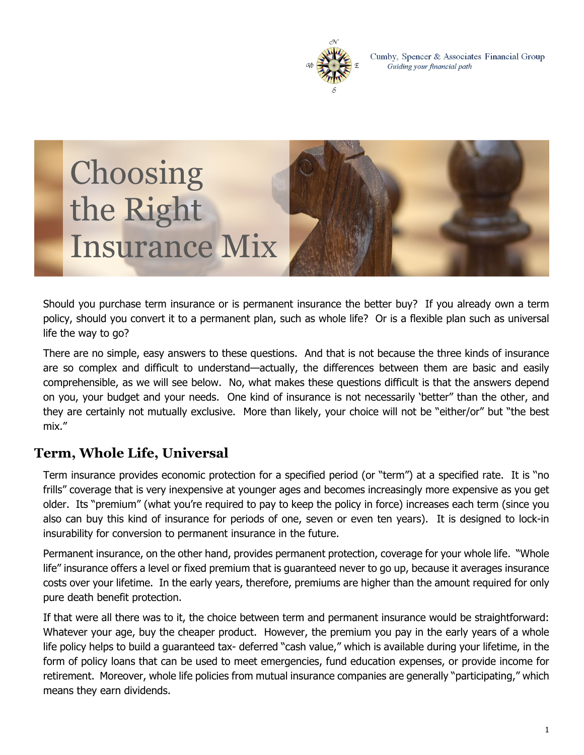Cumby, Spencer & Associates Financial Group
*Guiding your financial path*

# Choosing the Right Insurance Mix

Should you purchase term insurance or is permanent insurance the better buy? If you already own a term policy, should you convert it to a permanent plan, such as whole life? Or is a flexible plan such as universal life the way to go?

There are no simple, easy answers to these questions. And that is not because the three kinds of insurance are so complex and difficult to understand—actually, the differences between them are basic and easily comprehensible, as we will see below. No, what makes these questions difficult is that the answers depend on you, your budget and your needs. One kind of insurance is not necessarily 'better" than the other, and they are certainly not mutually exclusive. More than likely, your choice will not be "either/or" but "the best mix."

## Term, Whole Life, Universal

Term insurance provides economic protection for a specified period (or "term") at a specified rate. It is "no frills" coverage that is very inexpensive at younger ages and becomes increasingly more expensive as you get older. Its "premium" (what you're required to pay to keep the policy in force) increases each term (since you also can buy this kind of insurance for periods of one, seven or even ten years). It is designed to lock-in insurability for conversion to permanent insurance in the future.

Permanent insurance, on the other hand, provides permanent protection, coverage for your whole life. "Whole life" insurance offers a level or fixed premium that is guaranteed never to go up, because it averages insurance costs over your lifetime. In the early years, therefore, premiums are higher than the amount required for only pure death benefit protection.

If that were all there was to it, the choice between term and permanent insurance would be straightforward: Whatever your age, buy the cheaper product. However, the premium you pay in the early years of a whole life policy helps to build a guaranteed tax- deferred "cash value," which is available during your lifetime, in the form of policy loans that can be used to meet emergencies, fund education expenses, or provide income for retirement. Moreover, whole life policies from mutual insurance companies are generally "participating," which means they earn dividends.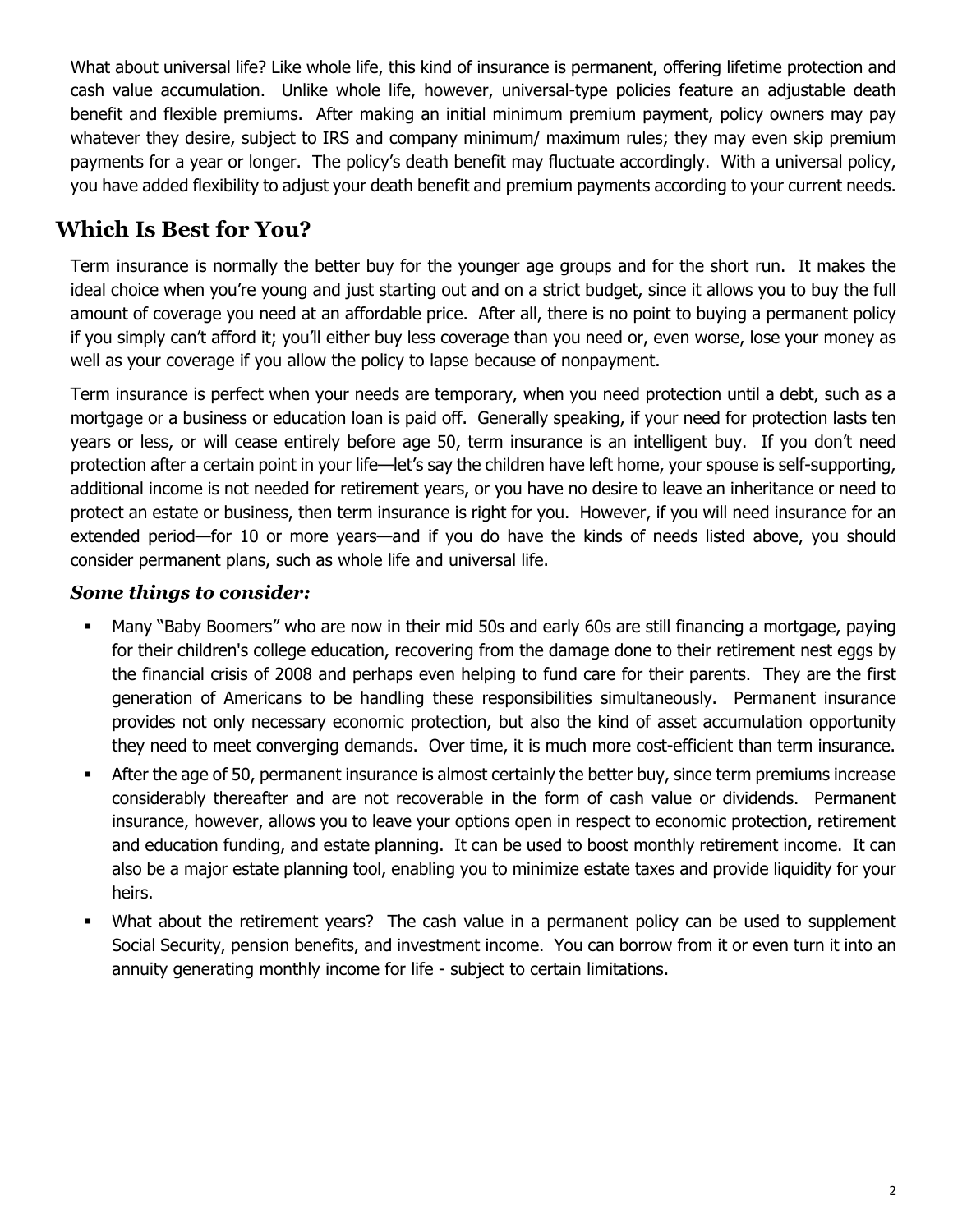What about universal life? Like whole life, this kind of insurance is permanent, offering lifetime protection and cash value accumulation. Unlike whole life, however, universal-type policies feature an adjustable death benefit and flexible premiums. After making an initial minimum premium payment, policy owners may pay whatever they desire, subject to IRS and company minimum/ maximum rules; they may even skip premium payments for a year or longer. The policy's death benefit may fluctuate accordingly. With a universal policy, you have added flexibility to adjust your death benefit and premium payments according to your current needs.

## Which Is Best for You?

Term insurance is normally the better buy for the younger age groups and for the short run. It makes the ideal choice when you're young and just starting out and on a strict budget, since it allows you to buy the full amount of coverage you need at an affordable price. After all, there is no point to buying a permanent policy if you simply can't afford it; you'll either buy less coverage than you need or, even worse, lose your money as well as your coverage if you allow the policy to lapse because of nonpayment.

Term insurance is perfect when your needs are temporary, when you need protection until a debt, such as a mortgage or a business or education loan is paid off. Generally speaking, if your need for protection lasts ten years or less, or will cease entirely before age 50, term insurance is an intelligent buy. If you don't need protection after a certain point in your life—let's say the children have left home, your spouse is self-supporting, additional income is not needed for retirement years, or you have no desire to leave an inheritance or need to protect an estate or business, then term insurance is right for you. However, if you will need insurance for an extended period—for 10 or more years—and if you do have the kinds of needs listed above, you should consider permanent plans, such as whole life and universal life.

### *Some things to consider:*

- Many "Baby Boomers" who are now in their mid 50s and early 60s are still financing a mortgage, paying for their children's college education, recovering from the damage done to their retirement nest eggs by the financial crisis of 2008 and perhaps even helping to fund care for their parents. They are the first generation of Americans to be handling these responsibilities simultaneously. Permanent insurance provides not only necessary economic protection, but also the kind of asset accumulation opportunity they need to meet converging demands. Over time, it is much more cost-efficient than term insurance.
- After the age of 50, permanent insurance is almost certainly the better buy, since term premiums increase considerably thereafter and are not recoverable in the form of cash value or dividends. Permanent insurance, however, allows you to leave your options open in respect to economic protection, retirement and education funding, and estate planning. It can be used to boost monthly retirement income. It can also be a major estate planning tool, enabling you to minimize estate taxes and provide liquidity for your heirs.
- What about the retirement years? The cash value in a permanent policy can be used to supplement Social Security, pension benefits, and investment income. You can borrow from it or even turn it into an annuity generating monthly income for life - subject to certain limitations.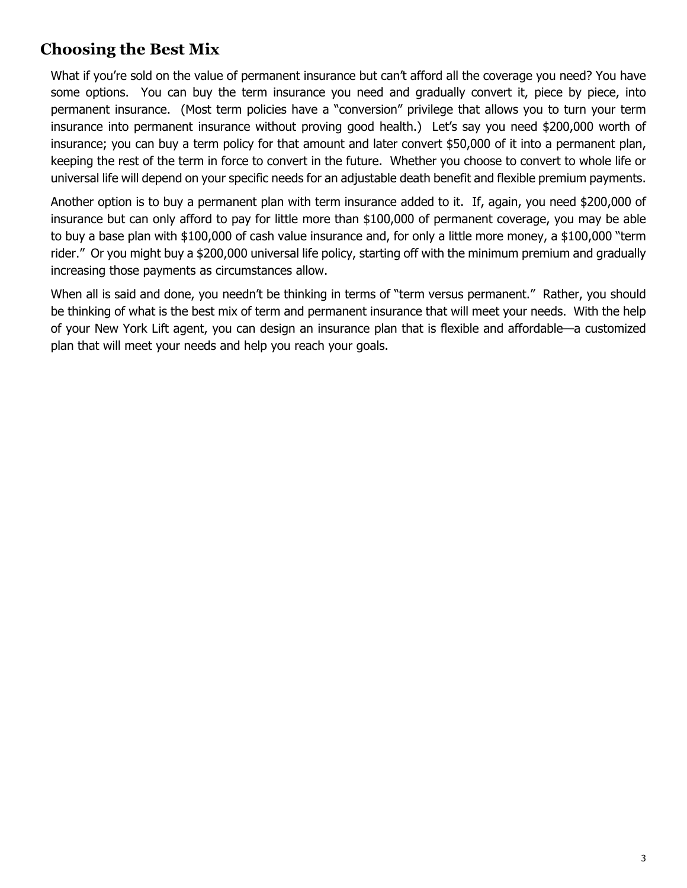## Choosing the Best Mix

What if you're sold on the value of permanent insurance but can't afford all the coverage you need? You have some options. You can buy the term insurance you need and gradually convert it, piece by piece, into permanent insurance. (Most term policies have a "conversion" privilege that allows you to turn your term insurance into permanent insurance without proving good health.) Let's say you need $200,000 worth of insurance; you can buy a term policy for that amount and later convert $50,000 of it into a permanent plan, keeping the rest of the term in force to convert in the future. Whether you choose to convert to whole life or universal life will depend on your specific needs for an adjustable death benefit and flexible premium payments.

Another option is to buy a permanent plan with term insurance added to it. If, again, you need $200,000 of insurance but can only afford to pay for little more than $100,000 of permanent coverage, you may be able to buy a base plan with $100,000 of cash value insurance and, for only a little more money, a $100,000 "term rider." Or you might buy a $200,000 universal life policy, starting off with the minimum premium and gradually increasing those payments as circumstances allow.

When all is said and done, you needn't be thinking in terms of "term versus permanent." Rather, you should be thinking of what is the best mix of term and permanent insurance that will meet your needs. With the help of your New York Lift agent, you can design an insurance plan that is flexible and affordable—a customized plan that will meet your needs and help you reach your goals.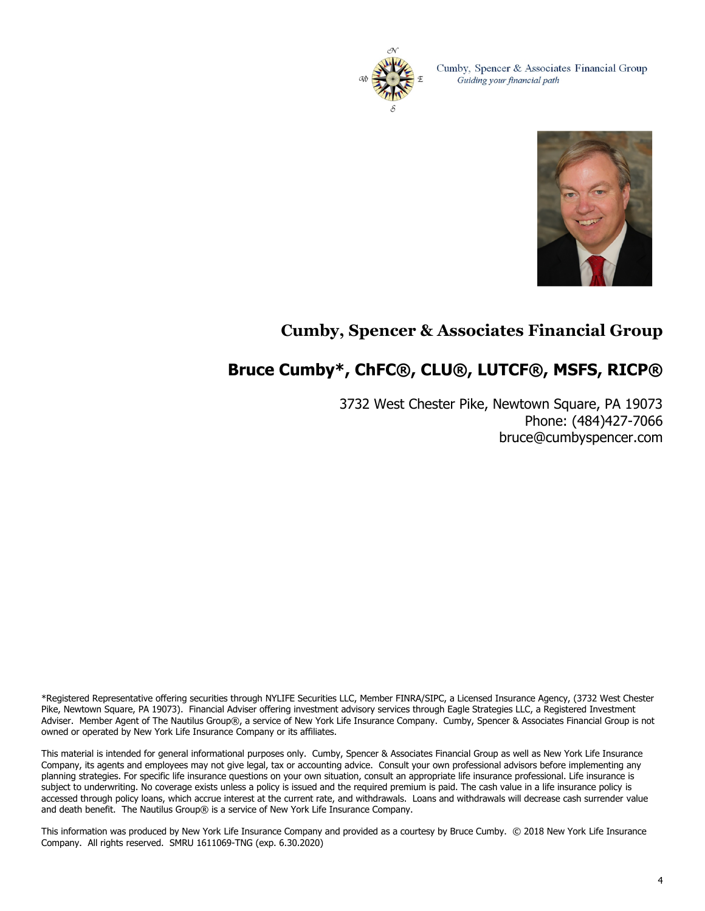Cumby, Spencer & Associates Financial Group
*Guiding your financial path*

## Cumby, Spencer & Associates Financial Group

## Bruce Cumby*, ChFC®, CLU®, LUTCF®, MSFS, RICP®

3732 West Chester Pike, Newtown Square, PA 19073
Phone: (484)427-7066
bruce@cumbyspencer.com

*Registered Representative offering securities through NYLIFE Securities LLC, Member FINRA/SIPC, a Licensed Insurance Agency, (3732 West Chester Pike, Newtown Square, PA 19073). Financial Adviser offering investment advisory services through Eagle Strategies LLC, a Registered Investment Adviser. Member Agent of The Nautilus Group®, a service of New York Life Insurance Company. Cumby, Spencer & Associates Financial Group is not owned or operated by New York Life Insurance Company or its affiliates.

This material is intended for general informational purposes only. Cumby, Spencer & Associates Financial Group as well as New York Life Insurance Company, its agents and employees may not give legal, tax or accounting advice. Consult your own professional advisors before implementing any planning strategies. For specific life insurance questions on your own situation, consult an appropriate life insurance professional. Life insurance is subject to underwriting. No coverage exists unless a policy is issued and the required premium is paid. The cash value in a life insurance policy is accessed through policy loans, which accrue interest at the current rate, and withdrawals. Loans and withdrawals will decrease cash surrender value and death benefit. The Nautilus Group® is a service of New York Life Insurance Company.

This information was produced by New York Life Insurance Company and provided as a courtesy by Bruce Cumby. © 2018 New York Life Insurance Company. All rights reserved. SMRU 1611069-TNG (exp. 6.30.2020)